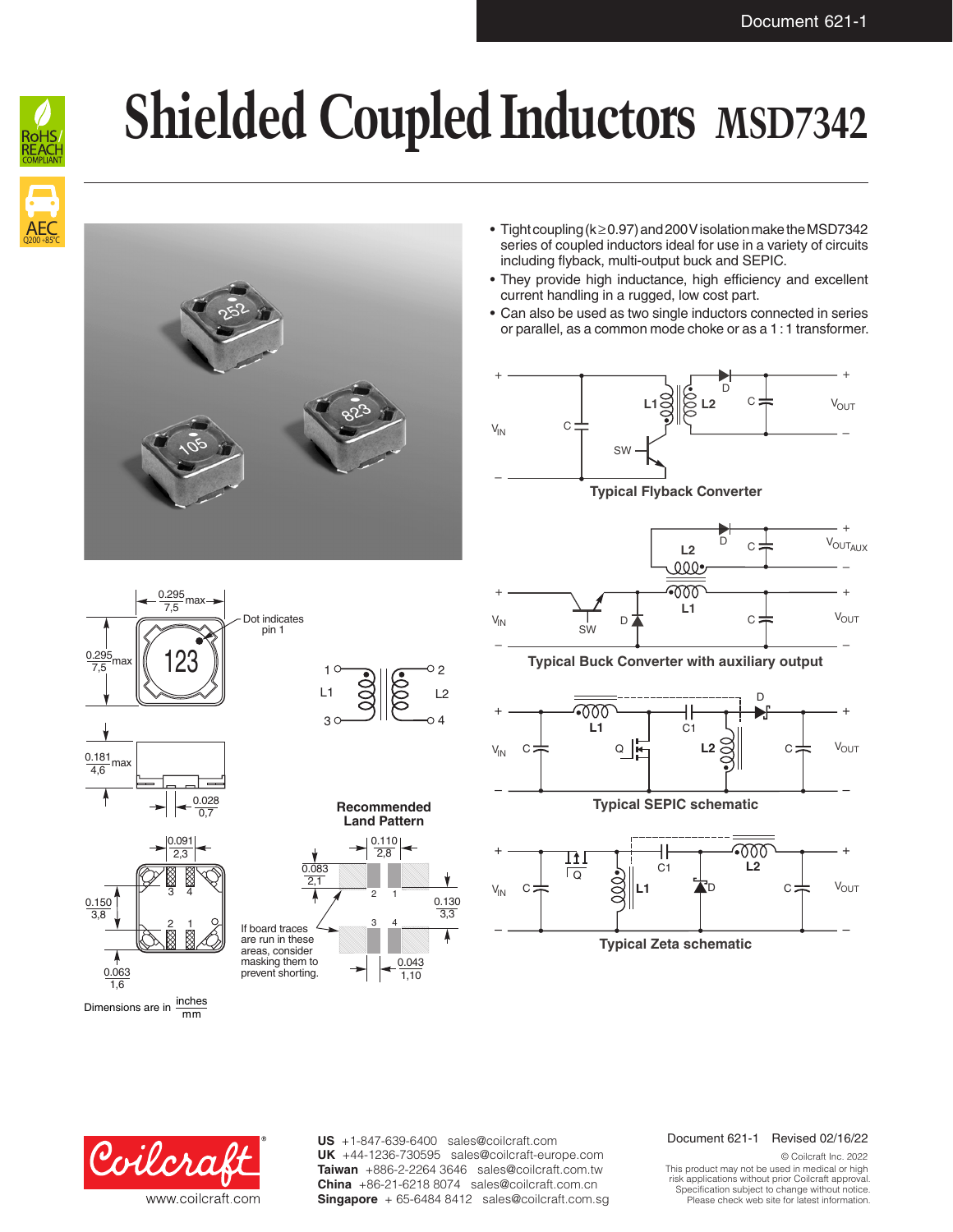# Shielded Coupled Inductors MSD7342

- Tight coupling (k ≥ 0.97) and 200 V isolation make the MSD7342 series of coupled inductors ideal for use in a variety of circuits including flyback, multi-output buck and SEPIC.
- They provide high inductance, high efficiency and excellent current handling in a rugged, low cost part.
- Can also be used as two single inductors connected in series or parallel, as a common mode choke or as a 1 : 1 transformer.

Typical Flyback Converter

Typical Buck Converter with auxiliary output

Typical SEPIC schematic

Typical Zeta schematic

Dot indicates pin 1

Recommended Land Pattern

If board traces are run in these areas, consider masking them to prevent shorting.

Dimensions are in $\frac{\text{inches}}{\text{mm}}$

US +1-847-639-6400 sales@coilcraft.com
UK +44-1236-730595 sales@coilcraft-europe.com
Taiwan +886-2-2264 3646 sales@coilcraft.com.tw
China +86-21-6218 8074 sales@coilcraft.com.cn
Singapore + 65-6484 8412 sales@coilcraft.com.sg

www.coilcraft.com

Document 621-1 Revised 02/16/22

© Coilcraft Inc. 2022
This product may not be used in medical or high risk applications without prior Coilcraft approval.
Specification subject to change without notice.
Please check web site for latest information.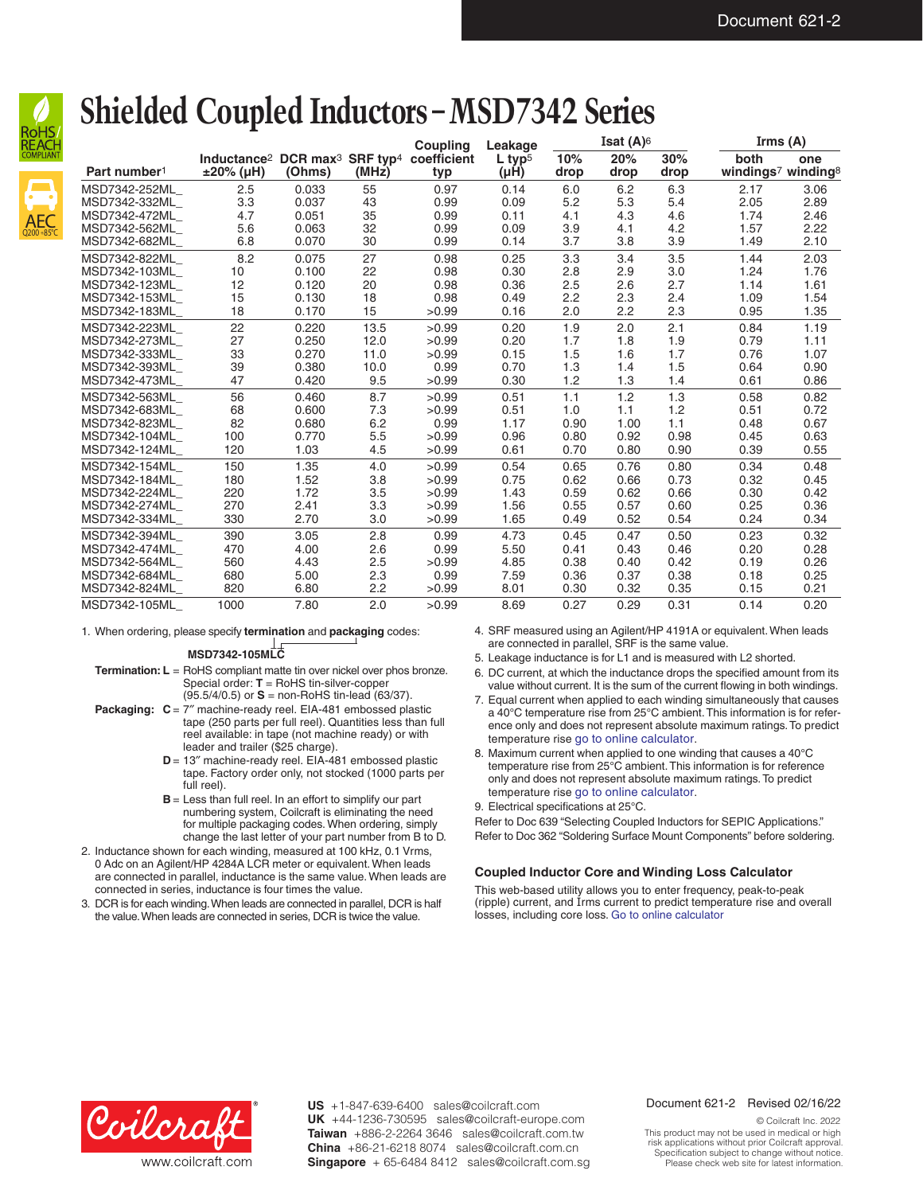# Shielded Coupled Inductors – MSD7342 Series

| Part number[1] | Inductance[2] ±20% (µH) | DCR max[3] (Ohms) | SRF typ[4] (MHz) | Coupling coefficient typ | Leakage L typ[5] (µH) | Isat (A)[6] 10% drop | Isat (A)[6] 20% drop | Isat (A)[6] 30% drop | Irms (A) both windings[7] | Irms (A) one winding[8] |
|---|---|---|---|---|---|---|---|---|---|---|
| MSD7342-252ML_ | 2.5 | 0.033 | 55 | 0.97 | 0.14 | 6.0 | 6.2 | 6.3 | 2.17 | 3.06 |
| MSD7342-332ML_ | 3.3 | 0.037 | 43 | 0.99 | 0.09 | 5.2 | 5.3 | 5.4 | 2.05 | 2.89 |
| MSD7342-472ML_ | 4.7 | 0.051 | 35 | 0.99 | 0.11 | 4.1 | 4.3 | 4.6 | 1.74 | 2.46 |
| MSD7342-562ML_ | 5.6 | 0.063 | 32 | 0.99 | 0.09 | 3.9 | 4.1 | 4.2 | 1.57 | 2.22 |
| MSD7342-682ML_ | 6.8 | 0.070 | 30 | 0.99 | 0.14 | 3.7 | 3.8 | 3.9 | 1.49 | 2.10 |
| MSD7342-822ML_ | 8.2 | 0.075 | 27 | 0.98 | 0.25 | 3.3 | 3.4 | 3.5 | 1.44 | 2.03 |
| MSD7342-103ML_ | 10 | 0.100 | 22 | 0.98 | 0.30 | 2.8 | 2.9 | 3.0 | 1.24 | 1.76 |
| MSD7342-123ML_ | 12 | 0.120 | 20 | 0.98 | 0.36 | 2.5 | 2.6 | 2.7 | 1.14 | 1.61 |
| MSD7342-153ML_ | 15 | 0.130 | 18 | 0.98 | 0.49 | 2.2 | 2.3 | 2.4 | 1.09 | 1.54 |
| MSD7342-183ML_ | 18 | 0.170 | 15 | >0.99 | 0.16 | 2.0 | 2.2 | 2.3 | 0.95 | 1.35 |
| MSD7342-223ML_ | 22 | 0.220 | 13.5 | >0.99 | 0.20 | 1.9 | 2.0 | 2.1 | 0.84 | 1.19 |
| MSD7342-273ML_ | 27 | 0.250 | 12.0 | >0.99 | 0.20 | 1.7 | 1.8 | 1.9 | 0.79 | 1.11 |
| MSD7342-333ML_ | 33 | 0.270 | 11.0 | >0.99 | 0.15 | 1.5 | 1.6 | 1.7 | 0.76 | 1.07 |
| MSD7342-393ML_ | 39 | 0.380 | 10.0 | 0.99 | 0.70 | 1.3 | 1.4 | 1.5 | 0.64 | 0.90 |
| MSD7342-473ML_ | 47 | 0.420 | 9.5 | >0.99 | 0.30 | 1.2 | 1.3 | 1.4 | 0.61 | 0.86 |
| MSD7342-563ML_ | 56 | 0.460 | 8.7 | >0.99 | 0.51 | 1.1 | 1.2 | 1.3 | 0.58 | 0.82 |
| MSD7342-683ML_ | 68 | 0.600 | 7.3 | >0.99 | 0.51 | 1.0 | 1.1 | 1.2 | 0.51 | 0.72 |
| MSD7342-823ML_ | 82 | 0.680 | 6.2 | 0.99 | 1.17 | 0.90 | 1.00 | 1.1 | 0.48 | 0.67 |
| MSD7342-104ML_ | 100 | 0.770 | 5.5 | >0.99 | 0.96 | 0.80 | 0.92 | 0.98 | 0.45 | 0.63 |
| MSD7342-124ML_ | 120 | 1.03 | 4.5 | >0.99 | 0.61 | 0.70 | 0.80 | 0.90 | 0.39 | 0.55 |
| MSD7342-154ML_ | 150 | 1.35 | 4.0 | >0.99 | 0.54 | 0.65 | 0.76 | 0.80 | 0.34 | 0.48 |
| MSD7342-184ML_ | 180 | 1.52 | 3.8 | >0.99 | 0.75 | 0.62 | 0.66 | 0.73 | 0.32 | 0.45 |
| MSD7342-224ML_ | 220 | 1.72 | 3.5 | >0.99 | 1.43 | 0.59 | 0.62 | 0.66 | 0.30 | 0.42 |
| MSD7342-274ML_ | 270 | 2.41 | 3.3 | >0.99 | 1.56 | 0.55 | 0.57 | 0.60 | 0.25 | 0.36 |
| MSD7342-334ML_ | 330 | 2.70 | 3.0 | >0.99 | 1.65 | 0.49 | 0.52 | 0.54 | 0.24 | 0.34 |
| MSD7342-394ML_ | 390 | 3.05 | 2.8 | 0.99 | 4.73 | 0.45 | 0.47 | 0.50 | 0.23 | 0.32 |
| MSD7342-474ML_ | 470 | 4.00 | 2.6 | 0.99 | 5.50 | 0.41 | 0.43 | 0.46 | 0.20 | 0.28 |
| MSD7342-564ML_ | 560 | 4.43 | 2.5 | >0.99 | 4.85 | 0.38 | 0.40 | 0.42 | 0.19 | 0.26 |
| MSD7342-684ML_ | 680 | 5.00 | 2.3 | 0.99 | 7.59 | 0.36 | 0.37 | 0.38 | 0.18 | 0.25 |
| MSD7342-824ML_ | 820 | 6.80 | 2.2 | >0.99 | 8.01 | 0.30 | 0.32 | 0.35 | 0.15 | 0.21 |
| MSD7342-105ML_ | 1000 | 7.80 | 2.0 | >0.99 | 8.69 | 0.27 | 0.29 | 0.31 | 0.14 | 0.20 |

1. When ordering, please specify **termination** and **packaging** codes:

   **MSD7342-105MLC**

   **Termination: L** = RoHS compliant matte tin over nickel over phos bronze. Special order: **T** = RoHS tin-silver-copper (95.5/4/0.5) or **S** = non-RoHS tin-lead (63/37).

   **Packaging: C** = 7″ machine-ready reel. EIA-481 embossed plastic tape (250 parts per full reel). Quantities less than full reel available: in tape (not machine ready) or with leader and trailer ($25 charge).

   **D** = 13″ machine-ready reel. EIA-481 embossed plastic tape. Factory order only, not stocked (1000 parts per full reel).

   **B** = Less than full reel. In an effort to simplify our part numbering system, Coilcraft is eliminating the need for multiple packaging codes. When ordering, simply change the last letter of your part number from B to D.

2. Inductance shown for each winding, measured at 100 kHz, 0.1 Vrms, 0 Adc on an Agilent/HP 4284A LCR meter or equivalent. When leads are connected in parallel, inductance is the same value. When leads are connected in series, inductance is four times the value.
3. DCR is for each winding. When leads are connected in parallel, DCR is half the value. When leads are connected in series, DCR is twice the value.
4. SRF measured using an Agilent/HP 4191A or equivalent. When leads are connected in parallel, SRF is the same value.
5. Leakage inductance is for L1 and is measured with L2 shorted.
6. DC current, at which the inductance drops the specified amount from its value without current. It is the sum of the current flowing in both windings.
7. Equal current when applied to each winding simultaneously that causes a 40°C temperature rise from 25°C ambient. This information is for reference only and does not represent absolute maximum ratings. To predict temperature rise go to online calculator.
8. Maximum current when applied to one winding that causes a 40°C temperature rise from 25°C ambient. This information is for reference only and does not represent absolute maximum ratings. To predict temperature rise go to online calculator.
9. Electrical specifications at 25°C.

Refer to Doc 639 "Selecting Coupled Inductors for SEPIC Applications."
Refer to Doc 362 "Soldering Surface Mount Components" before soldering.

### Coupled Inductor Core and Winding Loss Calculator

This web-based utility allows you to enter frequency, peak-to-peak (ripple) current, and Irms current to predict temperature rise and overall losses, including core loss. Go to online calculator

**US** +1-847-639-6400 sales@coilcraft.com
**UK** +44-1236-730595 sales@coilcraft-europe.com
**Taiwan** +886-2-2264 3646 sales@coilcraft.com.tw
**China** +86-21-6218 8074 sales@coilcraft.com.cn
**Singapore** + 65-6484 8412 sales@coilcraft.com.sg

Document 621-2 Revised 02/16/22

© Coilcraft Inc. 2022
This product may not be used in medical or high risk applications without prior Coilcraft approval. Specification subject to change without notice. Please check web site for latest information.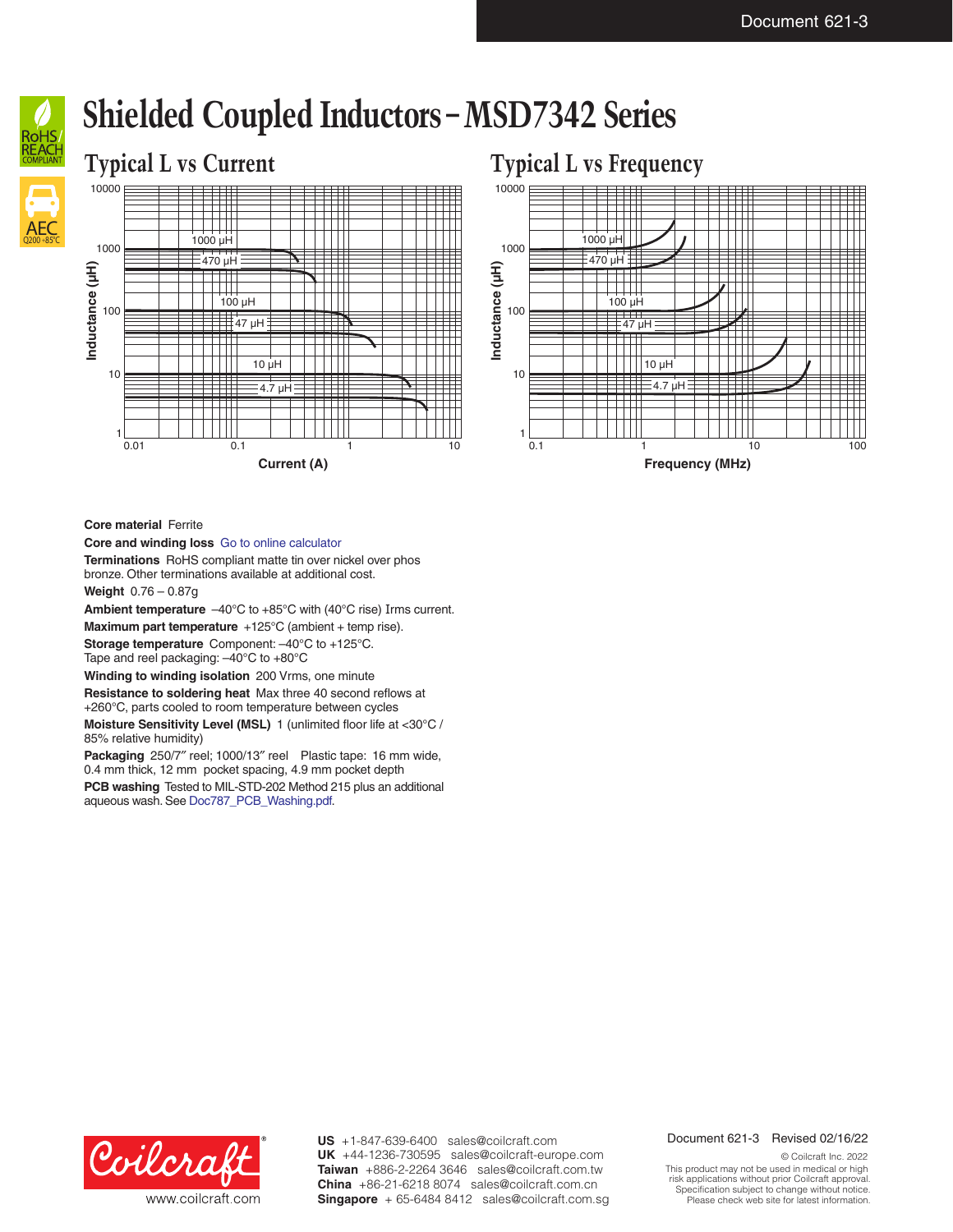# Shielded Coupled Inductors – MSD7342 Series

## Typical L vs Current

Inductance (µH)

10000
1000
100
10
1

1000 µH
470 µH
100 µH
47 µH
10 µH
4.7 µH

0.01
0.1
1
10

Current (A)

## Typical L vs Frequency

Inductance (µH)

10000
1000
100
10
1

1000 µH
470 µH
100 µH
47 µH
10 µH
4.7 µH

0.1
1
10
100

Frequency (MHz)

**Core material** Ferrite

**Core and winding loss** Go to online calculator

**Terminations** RoHS compliant matte tin over nickel over phos bronze. Other terminations available at additional cost.

**Weight** 0.76 – 0.87g

**Ambient temperature** –40°C to +85°C with (40°C rise) Irms current.

**Maximum part temperature** +125°C (ambient + temp rise).

**Storage temperature** Component: –40°C to +125°C. Tape and reel packaging: –40°C to +80°C

**Winding to winding isolation** 200 Vrms, one minute

**Resistance to soldering heat** Max three 40 second reflows at +260°C, parts cooled to room temperature between cycles

**Moisture Sensitivity Level (MSL)** 1 (unlimited floor life at <30°C / 85% relative humidity)

**Packaging** 250/7″ reel; 1000/13″ reel Plastic tape: 16 mm wide, 0.4 mm thick, 12 mm pocket spacing, 4.9 mm pocket depth

**PCB washing** Tested to MIL-STD-202 Method 215 plus an additional aqueous wash. See Doc787_PCB_Washing.pdf.